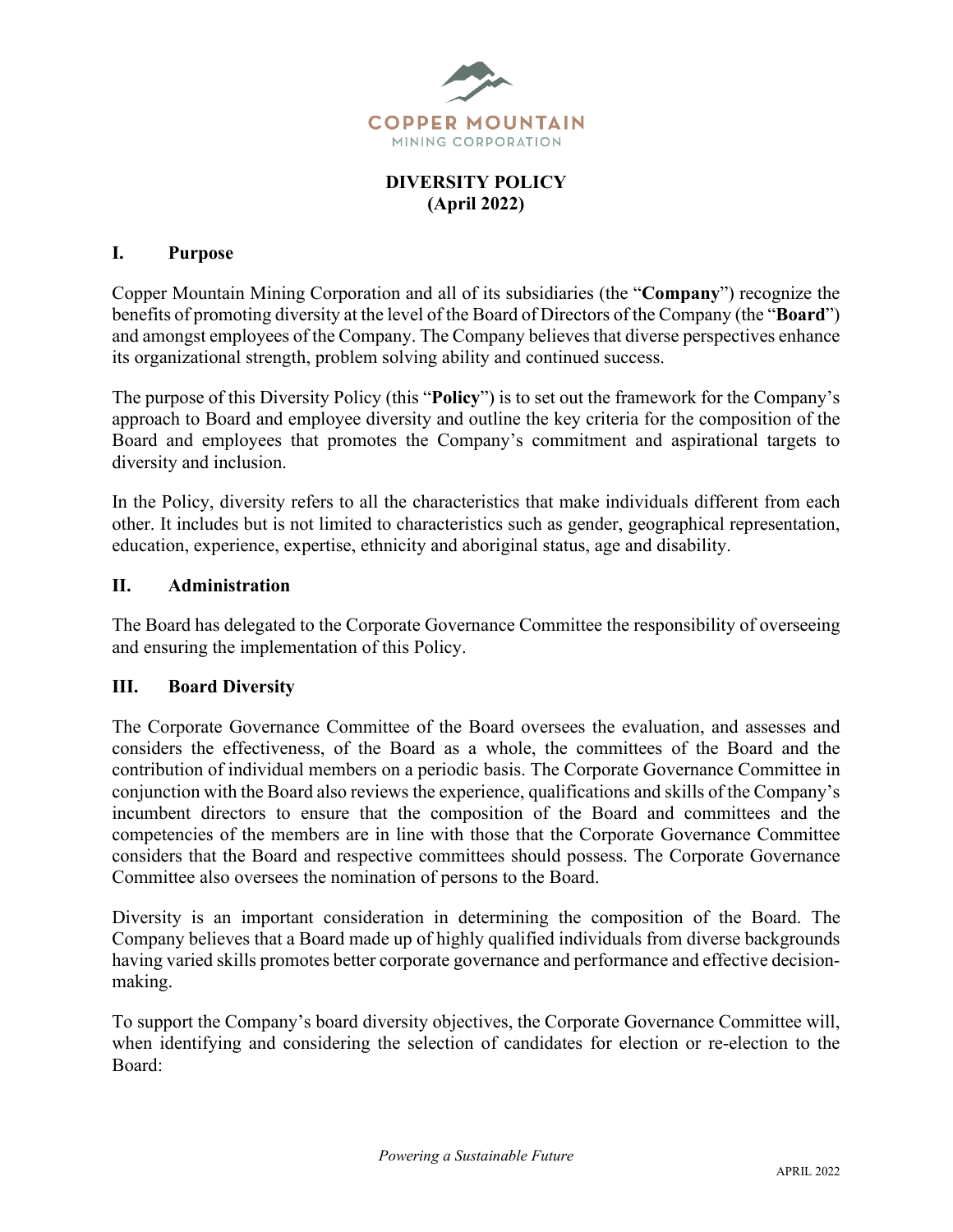COPPER MOUNTAIN
MINING CORPORATION

# DIVERSITY POLICY
# (April 2022)

## I. Purpose

Copper Mountain Mining Corporation and all of its subsidiaries (the "**Company**") recognize the benefits of promoting diversity at the level of the Board of Directors of the Company (the "**Board**") and amongst employees of the Company. The Company believes that diverse perspectives enhance its organizational strength, problem solving ability and continued success.

The purpose of this Diversity Policy (this "**Policy**") is to set out the framework for the Company's approach to Board and employee diversity and outline the key criteria for the composition of the Board and employees that promotes the Company's commitment and aspirational targets to diversity and inclusion.

In the Policy, diversity refers to all the characteristics that make individuals different from each other. It includes but is not limited to characteristics such as gender, geographical representation, education, experience, expertise, ethnicity and aboriginal status, age and disability.

## II. Administration

The Board has delegated to the Corporate Governance Committee the responsibility of overseeing and ensuring the implementation of this Policy.

## III. Board Diversity

The Corporate Governance Committee of the Board oversees the evaluation, and assesses and considers the effectiveness, of the Board as a whole, the committees of the Board and the contribution of individual members on a periodic basis. The Corporate Governance Committee in conjunction with the Board also reviews the experience, qualifications and skills of the Company's incumbent directors to ensure that the composition of the Board and committees and the competencies of the members are in line with those that the Corporate Governance Committee considers that the Board and respective committees should possess. The Corporate Governance Committee also oversees the nomination of persons to the Board.

Diversity is an important consideration in determining the composition of the Board. The Company believes that a Board made up of highly qualified individuals from diverse backgrounds having varied skills promotes better corporate governance and performance and effective decision-making.

To support the Company's board diversity objectives, the Corporate Governance Committee will, when identifying and considering the selection of candidates for election or re-election to the Board: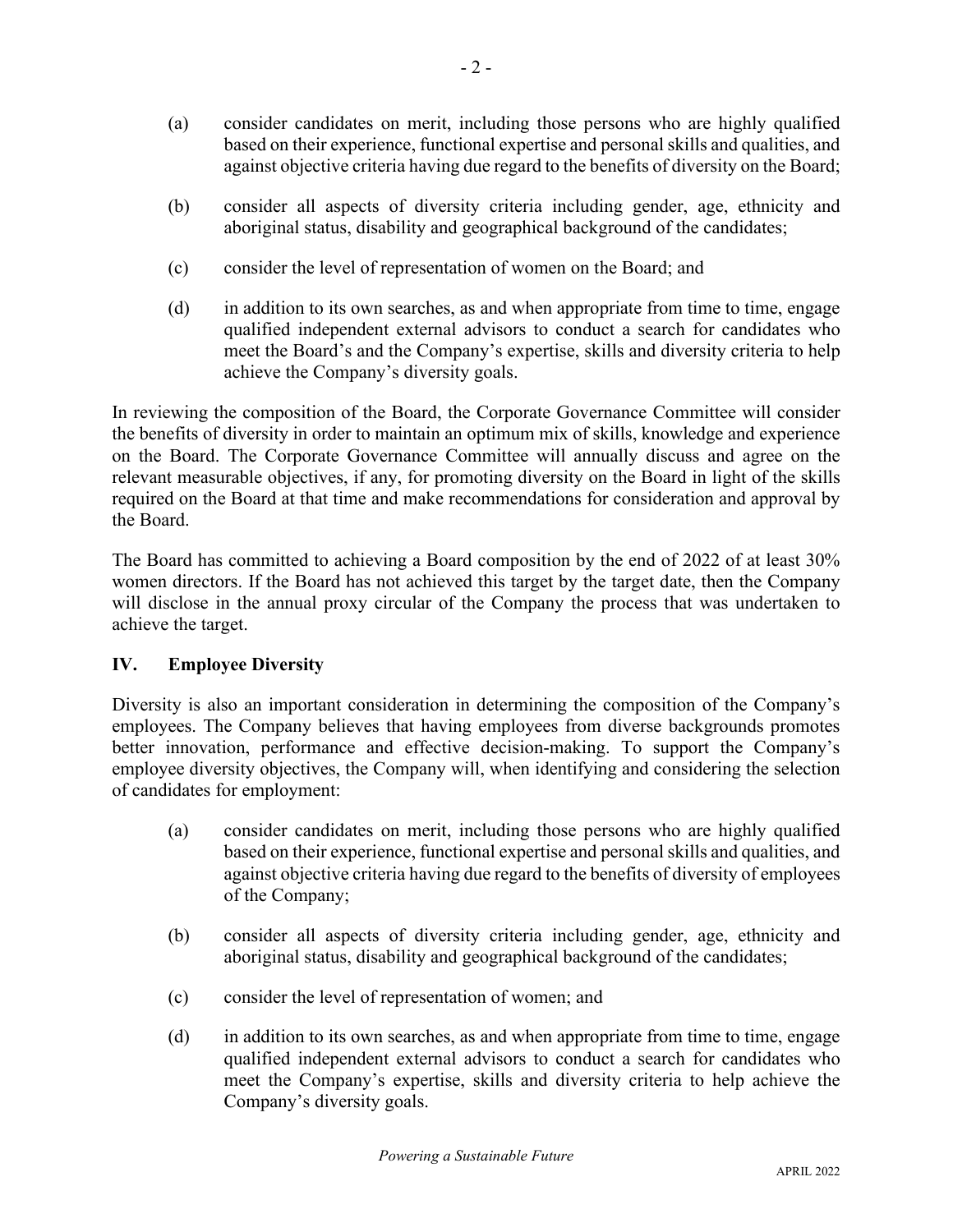(a) consider candidates on merit, including those persons who are highly qualified based on their experience, functional expertise and personal skills and qualities, and against objective criteria having due regard to the benefits of diversity on the Board;

(b) consider all aspects of diversity criteria including gender, age, ethnicity and aboriginal status, disability and geographical background of the candidates;

(c) consider the level of representation of women on the Board; and

(d) in addition to its own searches, as and when appropriate from time to time, engage qualified independent external advisors to conduct a search for candidates who meet the Board's and the Company's expertise, skills and diversity criteria to help achieve the Company's diversity goals.

In reviewing the composition of the Board, the Corporate Governance Committee will consider the benefits of diversity in order to maintain an optimum mix of skills, knowledge and experience on the Board. The Corporate Governance Committee will annually discuss and agree on the relevant measurable objectives, if any, for promoting diversity on the Board in light of the skills required on the Board at that time and make recommendations for consideration and approval by the Board.

The Board has committed to achieving a Board composition by the end of 2022 of at least 30% women directors. If the Board has not achieved this target by the target date, then the Company will disclose in the annual proxy circular of the Company the process that was undertaken to achieve the target.

## IV. Employee Diversity

Diversity is also an important consideration in determining the composition of the Company's employees. The Company believes that having employees from diverse backgrounds promotes better innovation, performance and effective decision-making. To support the Company's employee diversity objectives, the Company will, when identifying and considering the selection of candidates for employment:

(a) consider candidates on merit, including those persons who are highly qualified based on their experience, functional expertise and personal skills and qualities, and against objective criteria having due regard to the benefits of diversity of employees of the Company;

(b) consider all aspects of diversity criteria including gender, age, ethnicity and aboriginal status, disability and geographical background of the candidates;

(c) consider the level of representation of women; and

(d) in addition to its own searches, as and when appropriate from time to time, engage qualified independent external advisors to conduct a search for candidates who meet the Company's expertise, skills and diversity criteria to help achieve the Company's diversity goals.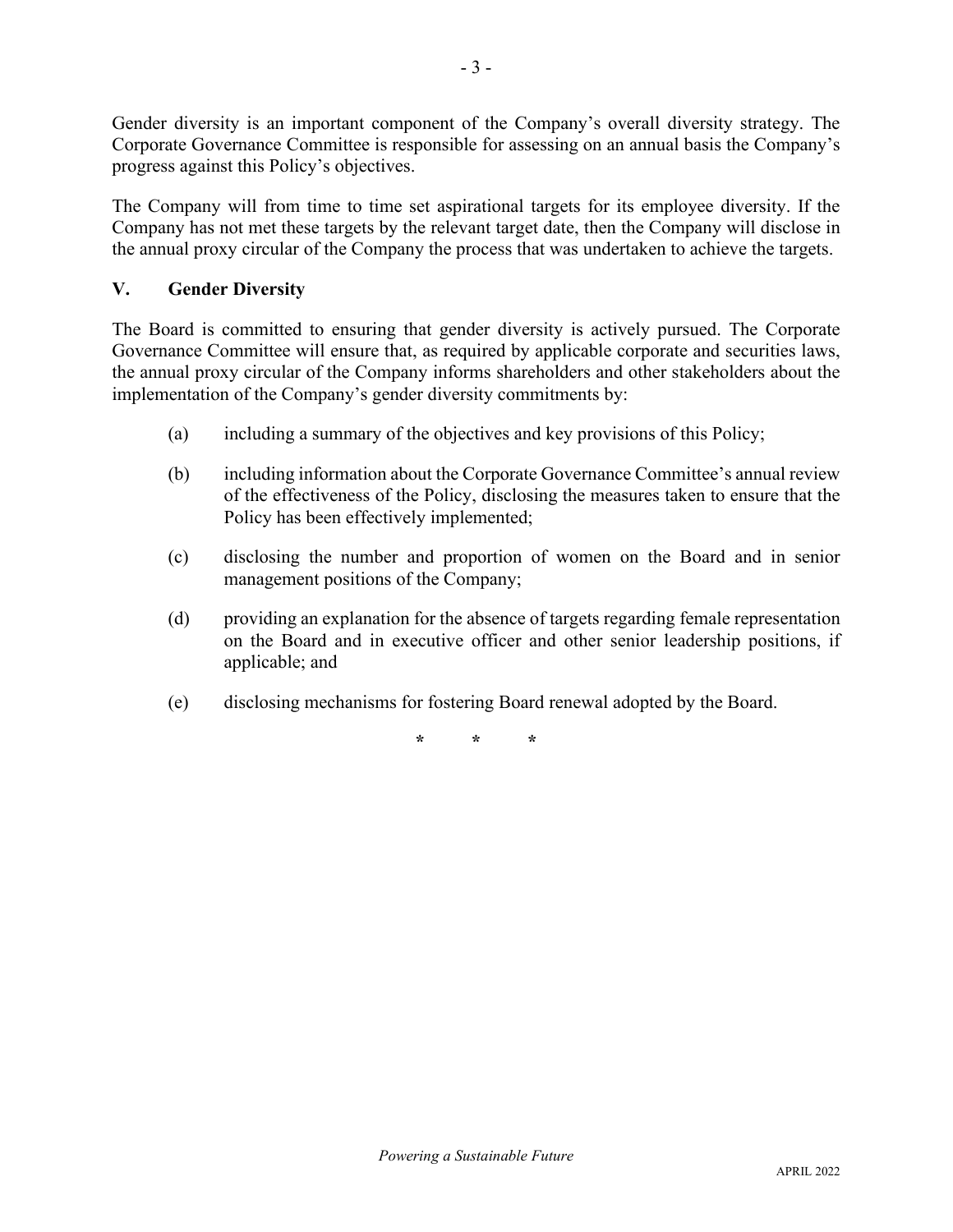Gender diversity is an important component of the Company's overall diversity strategy. The Corporate Governance Committee is responsible for assessing on an annual basis the Company's progress against this Policy's objectives.

The Company will from time to time set aspirational targets for its employee diversity. If the Company has not met these targets by the relevant target date, then the Company will disclose in the annual proxy circular of the Company the process that was undertaken to achieve the targets.

## V. Gender Diversity

The Board is committed to ensuring that gender diversity is actively pursued. The Corporate Governance Committee will ensure that, as required by applicable corporate and securities laws, the annual proxy circular of the Company informs shareholders and other stakeholders about the implementation of the Company's gender diversity commitments by:

(a) including a summary of the objectives and key provisions of this Policy;

(b) including information about the Corporate Governance Committee's annual review of the effectiveness of the Policy, disclosing the measures taken to ensure that the Policy has been effectively implemented;

(c) disclosing the number and proportion of women on the Board and in senior management positions of the Company;

(d) providing an explanation for the absence of targets regarding female representation on the Board and in executive officer and other senior leadership positions, if applicable; and

(e) disclosing mechanisms for fostering Board renewal adopted by the Board.

\* \* \*